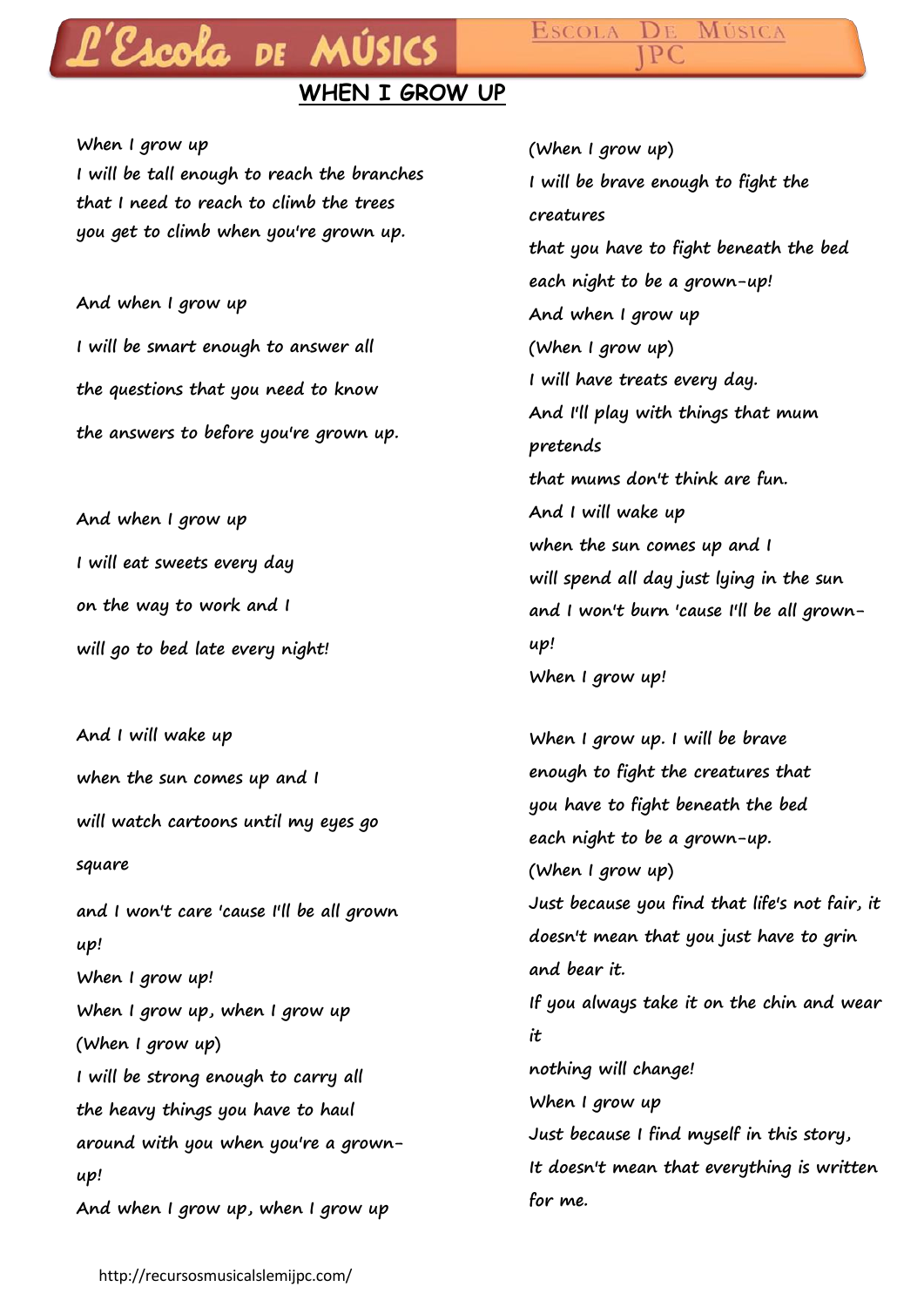# WHEN I GROW UP

When I grow up
I will be tall enough to reach the branches
that I need to reach to climb the trees
you get to climb when you're grown up.

And when I grow up
I will be smart enough to answer all
the questions that you need to know
the answers to before you're grown up.

And when I grow up
I will eat sweets every day
on the way to work and I
will go to bed late every night!

And I will wake up
when the sun comes up and I
will watch cartoons until my eyes go
square
and I won't care 'cause I'll be all grown
up!
When I grow up!
When I grow up, when I grow up
(When I grow up)
I will be strong enough to carry all
the heavy things you have to haul
around with you when you're a grown-
up!
And when I grow up, when I grow up
(When I grow up)
I will be brave enough to fight the
creatures
that you have to fight beneath the bed
each night to be a grown-up!
And when I grow up
(When I grow up)
I will have treats every day.
And I'll play with things that mum
pretends
that mums don't think are fun.
And I will wake up
when the sun comes up and I
will spend all day just lying in the sun
and I won't burn 'cause I'll be all grown-
up!
When I grow up!

When I grow up. I will be brave
enough to fight the creatures that
you have to fight beneath the bed
each night to be a grown-up.
(When I grow up)
Just because you find that life's not fair, it
doesn't mean that you just have to grin
and bear it.
If you always take it on the chin and wear
it
nothing will change!
When I grow up
Just because I find myself in this story,
It doesn't mean that everything is written
for me.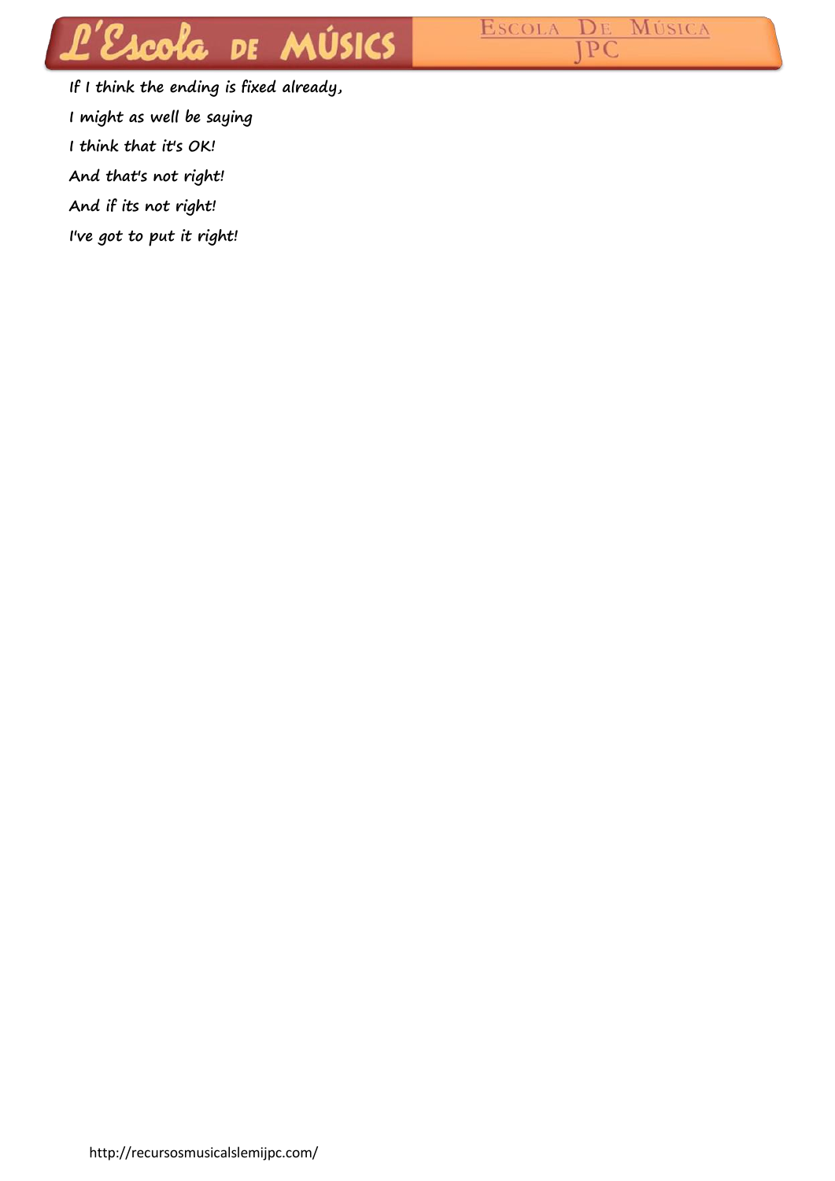**If I think the ending is fixed already,**

**I might as well be saying**

**I think that it's OK!**

**And that's not right!**

**And if its not right!**

**I've got to put it right!**